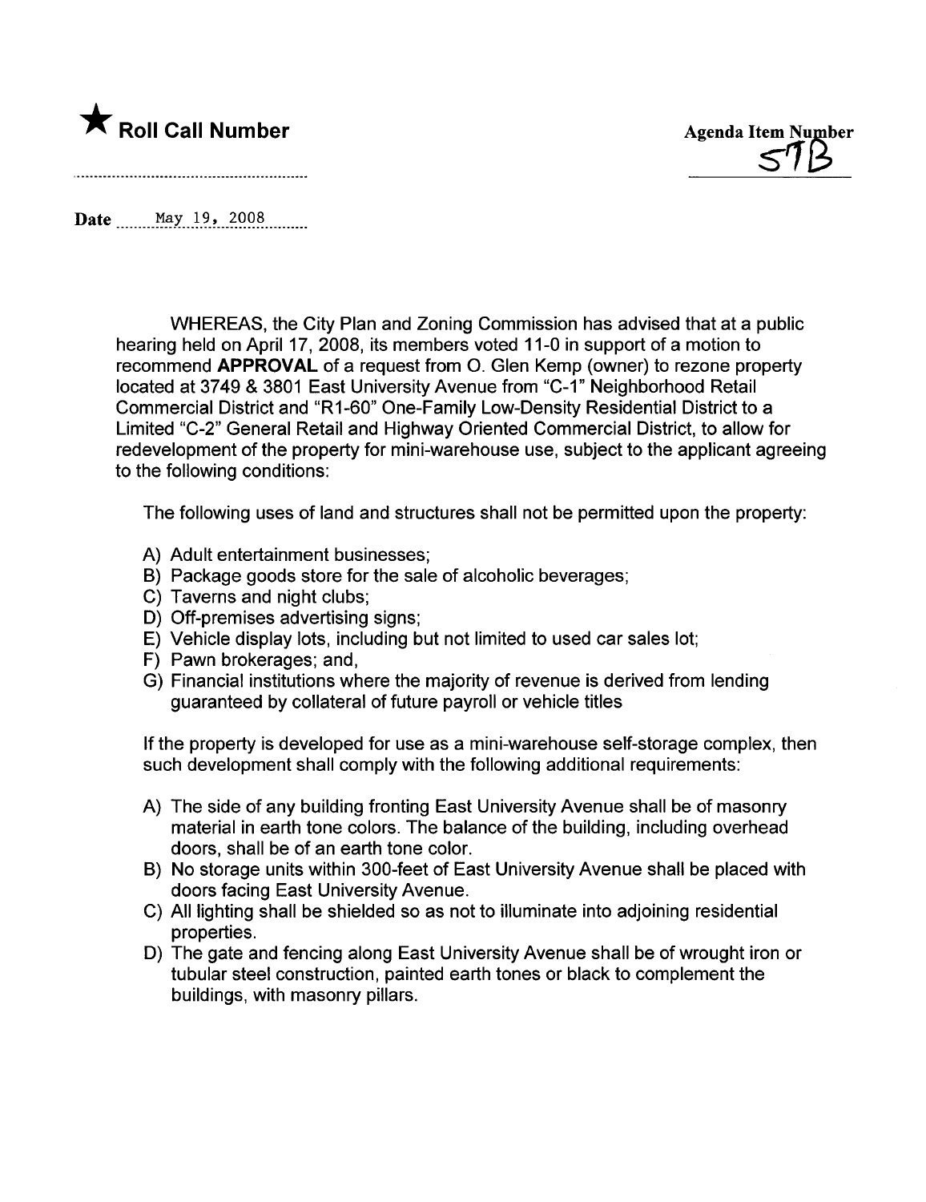★ **Roll Call Number**

**Agenda Item Number**
57B

**Date** May 19, 2008

WHEREAS, the City Plan and Zoning Commission has advised that at a public hearing held on April 17, 2008, its members voted 11-0 in support of a motion to recommend **APPROVAL** of a request from O. Glen Kemp (owner) to rezone property located at 3749 & 3801 East University Avenue from "C-1" Neighborhood Retail Commercial District and "R1-60" One-Family Low-Density Residential District to a Limited "C-2" General Retail and Highway Oriented Commercial District, to allow for redevelopment of the property for mini-warehouse use, subject to the applicant agreeing to the following conditions:

The following uses of land and structures shall not be permitted upon the property:

A) Adult entertainment businesses;
B) Package goods store for the sale of alcoholic beverages;
C) Taverns and night clubs;
D) Off-premises advertising signs;
E) Vehicle display lots, including but not limited to used car sales lot;
F) Pawn brokerages; and,
G) Financial institutions where the majority of revenue is derived from lending guaranteed by collateral of future payroll or vehicle titles

If the property is developed for use as a mini-warehouse self-storage complex, then such development shall comply with the following additional requirements:

A) The side of any building fronting East University Avenue shall be of masonry material in earth tone colors. The balance of the building, including overhead doors, shall be of an earth tone color.
B) No storage units within 300-feet of East University Avenue shall be placed with doors facing East University Avenue.
C) All lighting shall be shielded so as not to illuminate into adjoining residential properties.
D) The gate and fencing along East University Avenue shall be of wrought iron or tubular steel construction, painted earth tones or black to complement the buildings, with masonry pillars.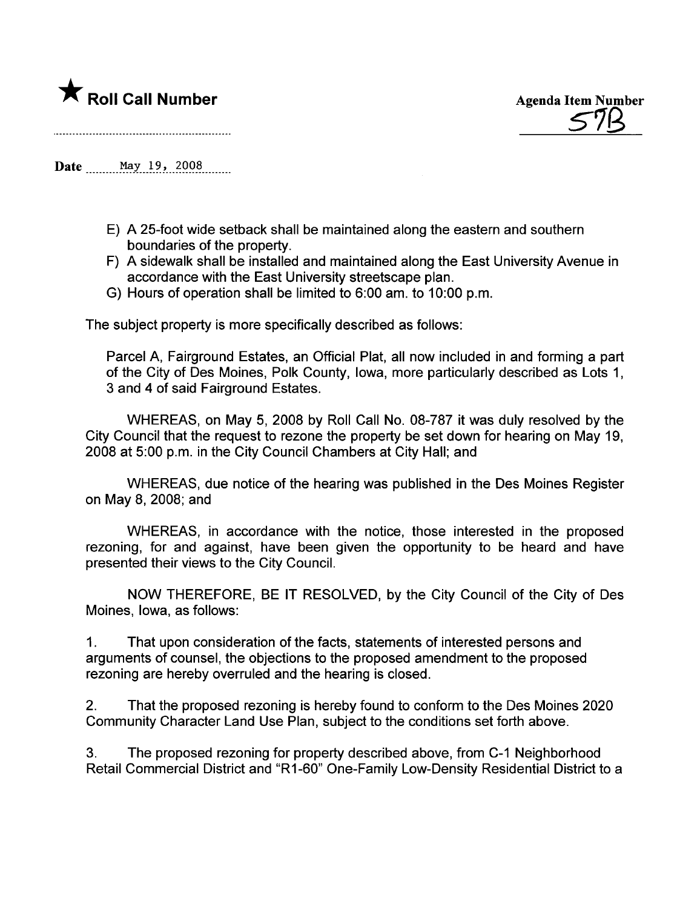★ **Roll Call Number**

**Agenda Item Number**
57B

Date May 19, 2008

E) A 25-foot wide setback shall be maintained along the eastern and southern boundaries of the property.

F) A sidewalk shall be installed and maintained along the East University Avenue in accordance with the East University streetscape plan.

G) Hours of operation shall be limited to 6:00 am. to 10:00 p.m.

The subject property is more specifically described as follows:

Parcel A, Fairground Estates, an Official Plat, all now included in and forming a part of the City of Des Moines, Polk County, Iowa, more particularly described as Lots 1, 3 and 4 of said Fairground Estates.

WHEREAS, on May 5, 2008 by Roll Call No. 08-787 it was duly resolved by the City Council that the request to rezone the property be set down for hearing on May 19, 2008 at 5:00 p.m. in the City Council Chambers at City Hall; and

WHEREAS, due notice of the hearing was published in the Des Moines Register on May 8, 2008; and

WHEREAS, in accordance with the notice, those interested in the proposed rezoning, for and against, have been given the opportunity to be heard and have presented their views to the City Council.

NOW THEREFORE, BE IT RESOLVED, by the City Council of the City of Des Moines, Iowa, as follows:

1. That upon consideration of the facts, statements of interested persons and arguments of counsel, the objections to the proposed amendment to the proposed rezoning are hereby overruled and the hearing is closed.

2. That the proposed rezoning is hereby found to conform to the Des Moines 2020 Community Character Land Use Plan, subject to the conditions set forth above.

3. The proposed rezoning for property described above, from C-1 Neighborhood Retail Commercial District and "R1-60" One-Family Low-Density Residential District to a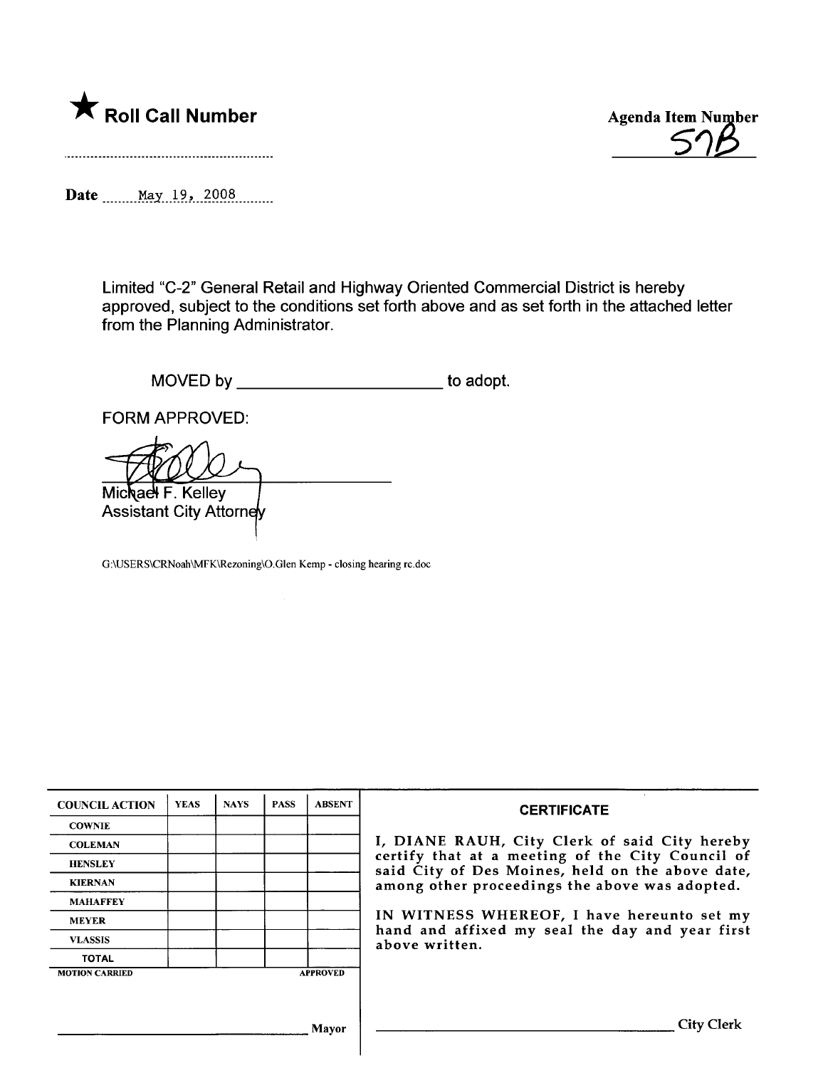★ **Roll Call Number**

**Agenda Item Number**

57B

Date May 19, 2008

Limited "C-2" General Retail and Highway Oriented Commercial District is hereby approved, subject to the conditions set forth above and as set forth in the attached letter from the Planning Administrator.

MOVED by ______________________ to adopt.

FORM APPROVED:

Michael F. Kelley
Assistant City Attorney

G:\USERS\CRNoah\MFK\Rezoning\O.Glen Kemp - closing hearing rc.doc

| COUNCIL ACTION | YEAS | NAYS | PASS | ABSENT |
|---|---|---|---|---|
| COWNIE | | | | |
| COLEMAN | | | | |
| HENSLEY | | | | |
| KIERNAN | | | | |
| MAHAFFEY | | | | |
| MEYER | | | | |
| VLASSIS | | | | |
| TOTAL | | | | |
| MOTION CARRIED | | | | APPROVED |

______________________________ Mayor

**CERTIFICATE**

I, DIANE RAUH, City Clerk of said City hereby certify that at a meeting of the City Council of said City of Des Moines, held on the above date, among other proceedings the above was adopted.

IN WITNESS WHEREOF, I have hereunto set my hand and affixed my seal the day and year first above written.

______________________________ City Clerk